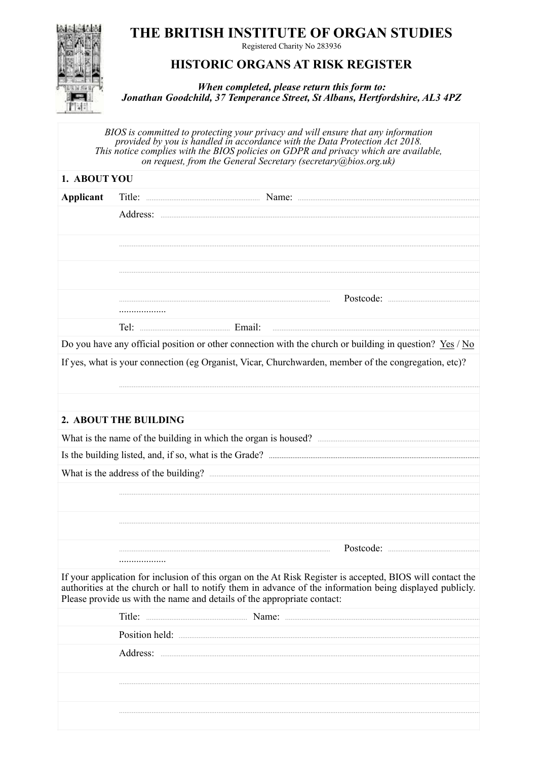# THE BRITISH INSTITUTE OF ORGAN STUDIES

Registered Charity No 283936

## HISTORIC ORGANS AT RISK REGISTER

***When completed, please return this form to:***
***Jonathan Goodchild, 37 Temperance Street, St Albans, Hertfordshire, AL3 4PZ***

*BIOS is committed to protecting your privacy and will ensure that any information provided by you is handled in accordance with the Data Protection Act 2018. This notice complies with the BIOS policies on GDPR and privacy which are available, on request, from the General Secretary (secretary@bios.org.uk)*

### 1. ABOUT YOU

**Applicant** Title: .................... Name: ....................

Address: ....................

....................

....................

.................... Postcode: ....................

Tel: .................... Email: ....................

Do you have any official position or other connection with the church or building in question? Yes / No

If yes, what is your connection (eg Organist, Vicar, Churchwarden, member of the congregation, etc)?

....................

### 2. ABOUT THE BUILDING

What is the name of the building in which the organ is housed? ....................

Is the building listed, and, if so, what is the Grade? ....................

What is the address of the building? ....................

....................

....................

.................... Postcode: ....................

If your application for inclusion of this organ on the At Risk Register is accepted, BIOS will contact the authorities at the church or hall to notify them in advance of the information being displayed publicly. Please provide us with the name and details of the appropriate contact:

Title: .................... Name: ....................

Position held: ....................

Address: ....................

....................

....................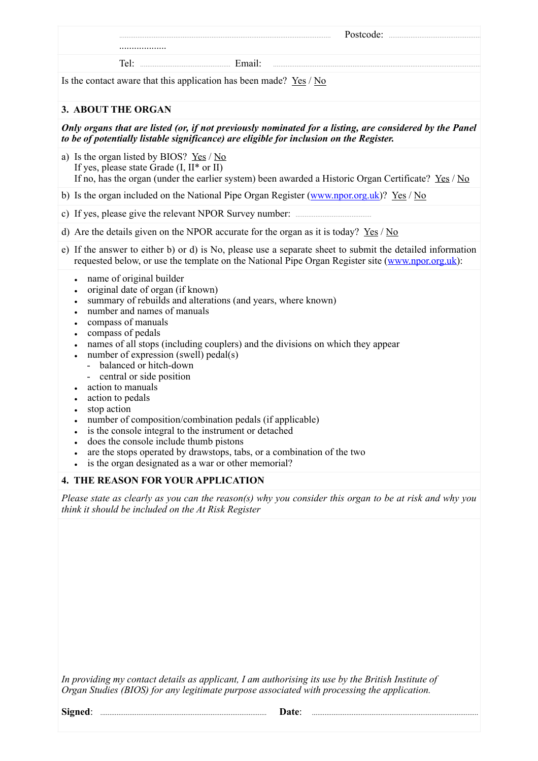................................................................................................................ Postcode: ..................................................

...................

Tel: ................................................ Email: ................................................................................................................

Is the contact aware that this application has been made? Yes / No

## 3. ABOUT THE ORGAN

***Only organs that are listed (or, if not previously nominated for a listing, are considered by the Panel to be of potentially listable significance) are eligible for inclusion on the Register.***

a) Is the organ listed by BIOS? Yes / No
   If yes, please state Grade (I, II* or II)
   If no, has the organ (under the earlier system) been awarded a Historic Organ Certificate? Yes / No

b) Is the organ included on the National Pipe Organ Register (www.npor.org.uk)? Yes / No

c) If yes, please give the relevant NPOR Survey number: ........................................

d) Are the details given on the NPOR accurate for the organ as it is today? Yes / No

e) If the answer to either b) or d) is No, please use a separate sheet to submit the detailed information requested below, or use the template on the National Pipe Organ Register site (www.npor.org.uk):

- name of original builder
- original date of organ (if known)
- summary of rebuilds and alterations (and years, where known)
- number and names of manuals
- compass of manuals
- compass of pedals
- names of all stops (including couplers) and the divisions on which they appear
- number of expression (swell) pedal(s)
  - balanced or hitch-down
  - central or side position
- action to manuals
- action to pedals
- stop action
- number of composition/combination pedals (if applicable)
- is the console integral to the instrument or detached
- does the console include thumb pistons
- are the stops operated by drawstops, tabs, or a combination of the two
- is the organ designated as a war or other memorial?

## 4. THE REASON FOR YOUR APPLICATION

*Please state as clearly as you can the reason(s) why you consider this organ to be at risk and why you think it should be included on the At Risk Register*

*In providing my contact details as applicant, I am authorising its use by the British Institute of Organ Studies (BIOS) for any legitimate purpose associated with processing the application.*

**Signed**: ........................................................................ **Date**: ........................................................................